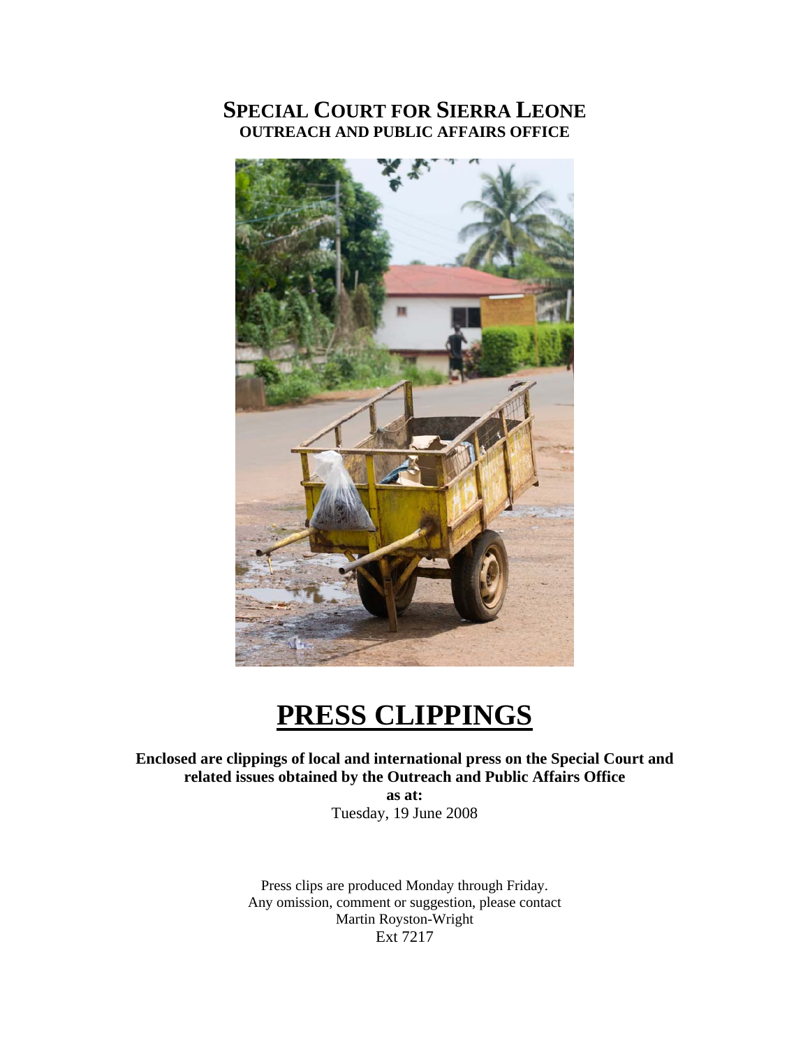# SPECIAL COURT FOR SIERRA LEONE
## OUTREACH AND PUBLIC AFFAIRS OFFICE

# PRESS CLIPPINGS

**Enclosed are clippings of local and international press on the Special Court and related issues obtained by the Outreach and Public Affairs Office**

**as at:**

Tuesday, 19 June 2008

Press clips are produced Monday through Friday.
Any omission, comment or suggestion, please contact
Martin Royston-Wright
Ext 7217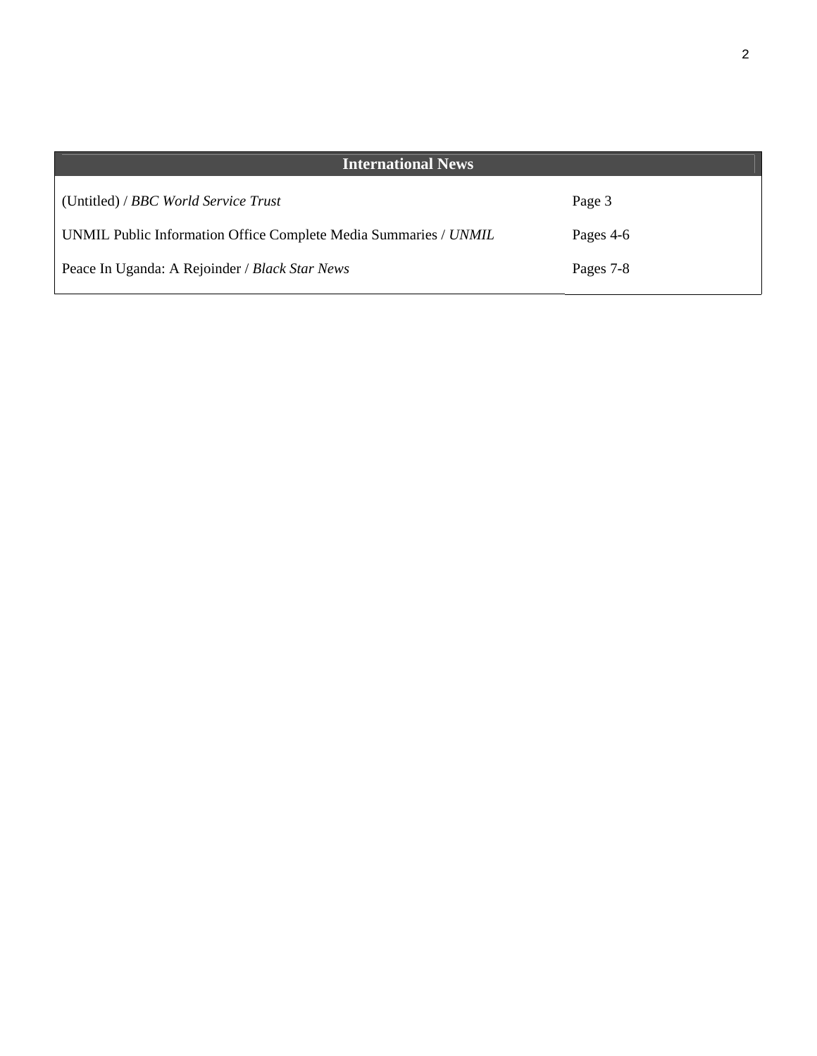| International News | |
|---|---|
| (Untitled) / *BBC World Service Trust* | Page 3 |
| UNMIL Public Information Office Complete Media Summaries / *UNMIL* | Pages 4-6 |
| Peace In Uganda: A Rejoinder / *Black Star News* | Pages 7-8 |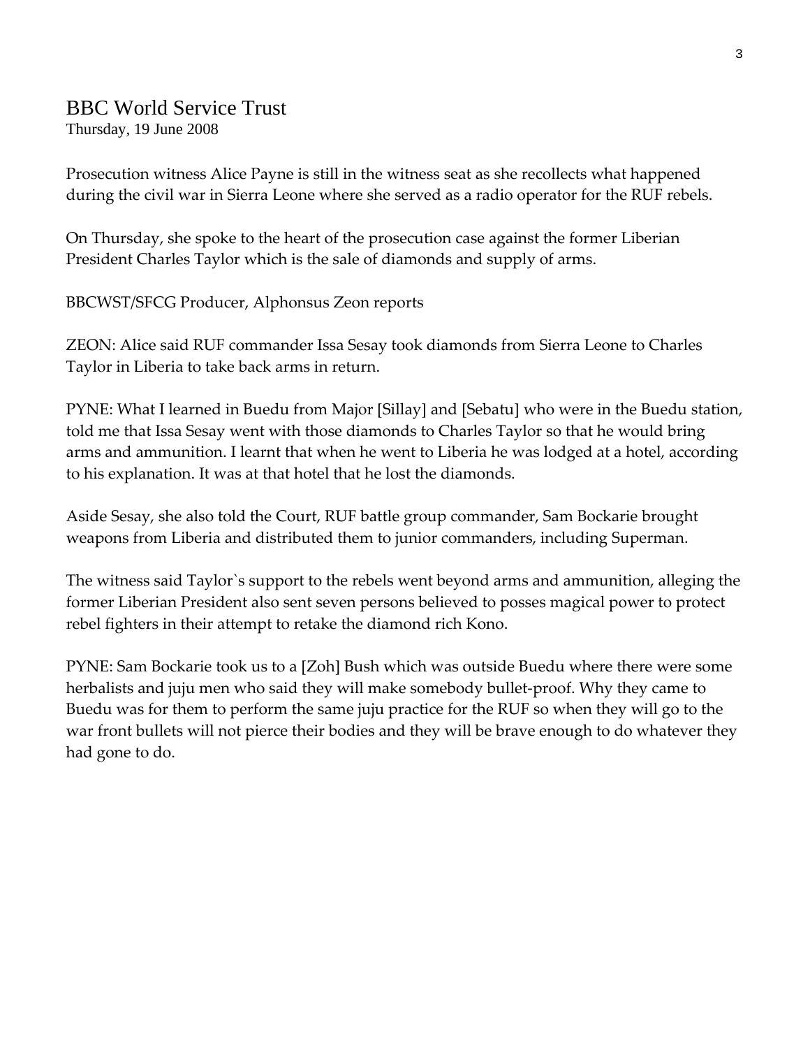## BBC World Service Trust

Thursday, 19 June 2008

Prosecution witness Alice Payne is still in the witness seat as she recollects what happened during the civil war in Sierra Leone where she served as a radio operator for the RUF rebels.

On Thursday, she spoke to the heart of the prosecution case against the former Liberian President Charles Taylor which is the sale of diamonds and supply of arms.

BBCWST/SFCG Producer, Alphonsus Zeon reports

ZEON: Alice said RUF commander Issa Sesay took diamonds from Sierra Leone to Charles Taylor in Liberia to take back arms in return.

PYNE: What I learned in Buedu from Major [Sillay] and [Sebatu] who were in the Buedu station, told me that Issa Sesay went with those diamonds to Charles Taylor so that he would bring arms and ammunition. I learnt that when he went to Liberia he was lodged at a hotel, according to his explanation. It was at that hotel that he lost the diamonds.

Aside Sesay, she also told the Court, RUF battle group commander, Sam Bockarie brought weapons from Liberia and distributed them to junior commanders, including Superman.

The witness said Taylor`s support to the rebels went beyond arms and ammunition, alleging the former Liberian President also sent seven persons believed to posses magical power to protect rebel fighters in their attempt to retake the diamond rich Kono.

PYNE: Sam Bockarie took us to a [Zoh] Bush which was outside Buedu where there were some herbalists and juju men who said they will make somebody bullet-proof. Why they came to Buedu was for them to perform the same juju practice for the RUF so when they will go to the war front bullets will not pierce their bodies and they will be brave enough to do whatever they had gone to do.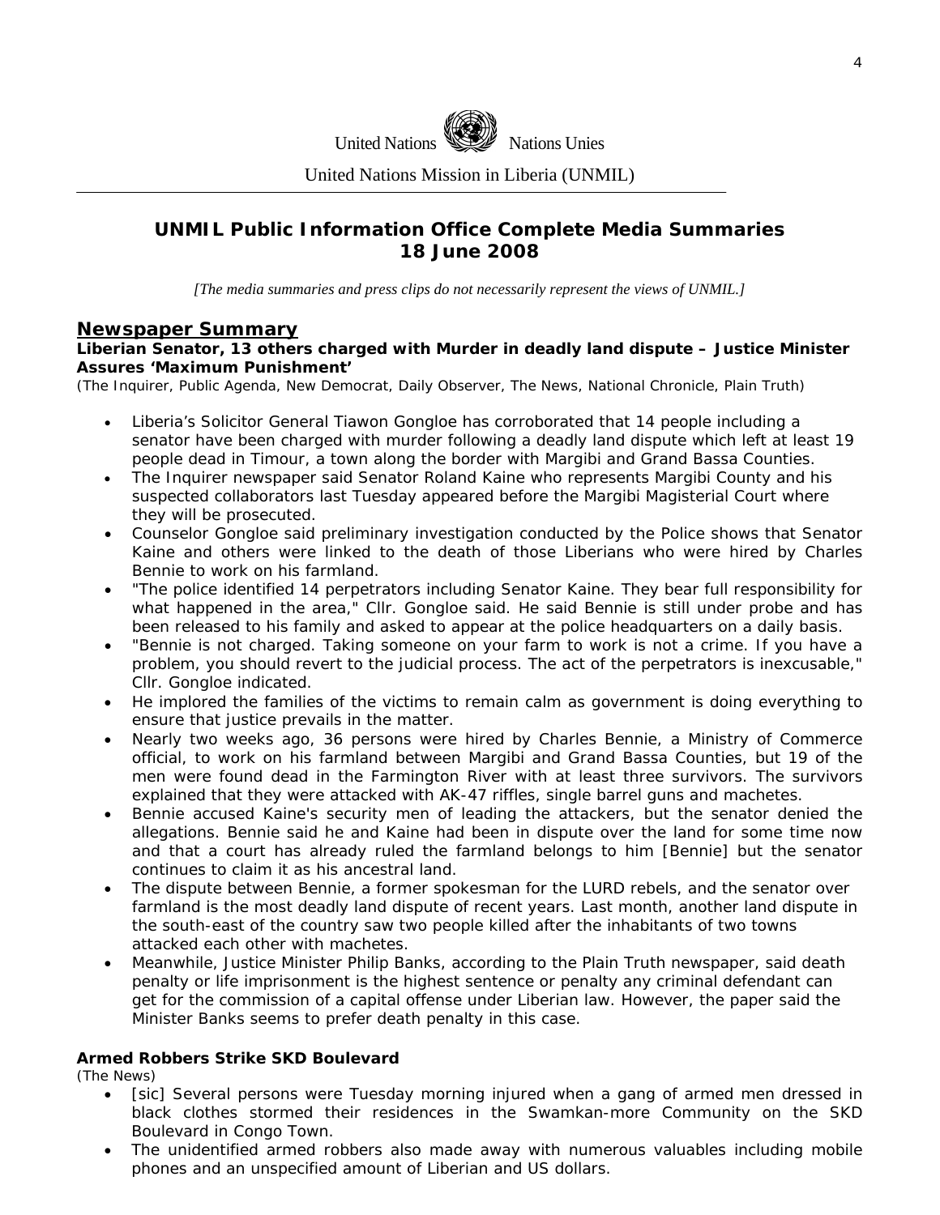United Nations Nations Unies

United Nations Mission in Liberia (UNMIL)

# UNMIL Public Information Office Complete Media Summaries
# 18 June 2008

*[The media summaries and press clips do not necessarily represent the views of UNMIL.]*

## Newspaper Summary

**Liberian Senator, 13 others charged with Murder in deadly land dispute – Justice Minister Assures 'Maximum Punishment'**
(The Inquirer, Public Agenda, New Democrat, Daily Observer, The News, National Chronicle, Plain Truth)

- Liberia's Solicitor General Tiawon Gongloe has corroborated that 14 people including a senator have been charged with murder following a deadly land dispute which left at least 19 people dead in Timour, a town along the border with Margibi and Grand Bassa Counties.
- The Inquirer newspaper said Senator Roland Kaine who represents Margibi County and his suspected collaborators last Tuesday appeared before the Margibi Magisterial Court where they will be prosecuted.
- Counselor Gongloe said preliminary investigation conducted by the Police shows that Senator Kaine and others were linked to the death of those Liberians who were hired by Charles Bennie to work on his farmland.
- "The police identified 14 perpetrators including Senator Kaine. They bear full responsibility for what happened in the area," Cllr. Gongloe said. He said Bennie is still under probe and has been released to his family and asked to appear at the police headquarters on a daily basis.
- "Bennie is not charged. Taking someone on your farm to work is not a crime. If you have a problem, you should revert to the judicial process. The act of the perpetrators is inexcusable," Cllr. Gongloe indicated.
- He implored the families of the victims to remain calm as government is doing everything to ensure that justice prevails in the matter.
- Nearly two weeks ago, 36 persons were hired by Charles Bennie, a Ministry of Commerce official, to work on his farmland between Margibi and Grand Bassa Counties, but 19 of the men were found dead in the Farmington River with at least three survivors. The survivors explained that they were attacked with AK-47 riffles, single barrel guns and machetes.
- Bennie accused Kaine's security men of leading the attackers, but the senator denied the allegations. Bennie said he and Kaine had been in dispute over the land for some time now and that a court has already ruled the farmland belongs to him [Bennie] but the senator continues to claim it as his ancestral land.
- The dispute between Bennie, a former spokesman for the LURD rebels, and the senator over farmland is the most deadly land dispute of recent years. Last month, another land dispute in the south-east of the country saw two people killed after the inhabitants of two towns attacked each other with machetes.
- Meanwhile, Justice Minister Philip Banks, according to the Plain Truth newspaper, said death penalty or life imprisonment is the highest sentence or penalty any criminal defendant can get for the commission of a capital offense under Liberian law. However, the paper said the Minister Banks seems to prefer death penalty in this case.

**Armed Robbers Strike SKD Boulevard**
(The News)

- [sic] Several persons were Tuesday morning injured when a gang of armed men dressed in black clothes stormed their residences in the Swamkan-more Community on the SKD Boulevard in Congo Town.
- The unidentified armed robbers also made away with numerous valuables including mobile phones and an unspecified amount of Liberian and US dollars.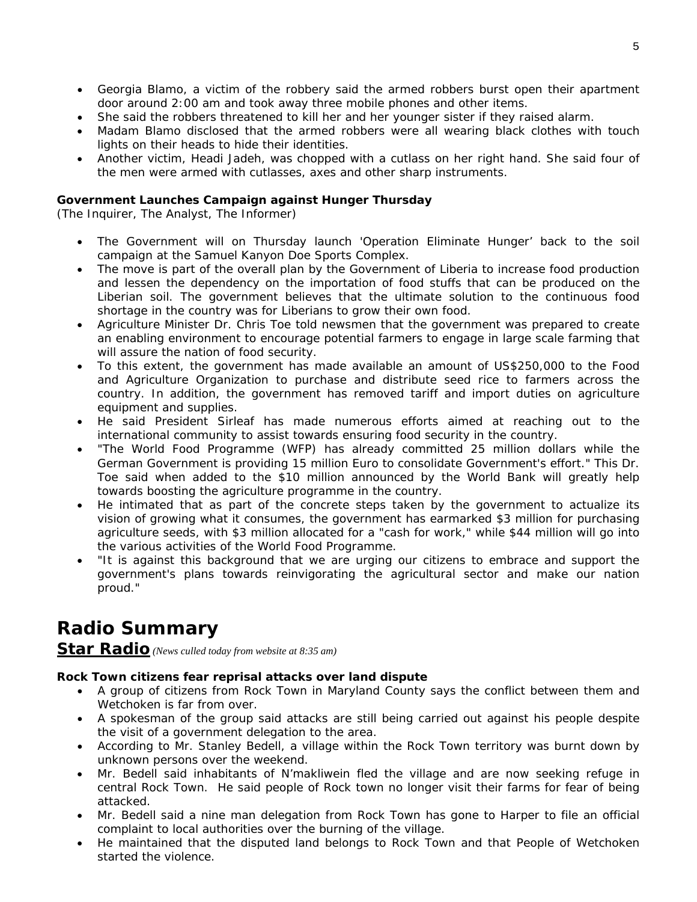- Georgia Blamo, a victim of the robbery said the armed robbers burst open their apartment door around 2:00 am and took away three mobile phones and other items.
- She said the robbers threatened to kill her and her younger sister if they raised alarm.
- Madam Blamo disclosed that the armed robbers were all wearing black clothes with touch lights on their heads to hide their identities.
- Another victim, Headi Jadeh, was chopped with a cutlass on her right hand. She said four of the men were armed with cutlasses, axes and other sharp instruments.

**Government Launches Campaign against Hunger Thursday**
(The Inquirer, The Analyst, The Informer)

- The Government will on Thursday launch 'Operation Eliminate Hunger' back to the soil campaign at the Samuel Kanyon Doe Sports Complex.
- The move is part of the overall plan by the Government of Liberia to increase food production and lessen the dependency on the importation of food stuffs that can be produced on the Liberian soil. The government believes that the ultimate solution to the continuous food shortage in the country was for Liberians to grow their own food.
- Agriculture Minister Dr. Chris Toe told newsmen that the government was prepared to create an enabling environment to encourage potential farmers to engage in large scale farming that will assure the nation of food security.
- To this extent, the government has made available an amount of US$250,000 to the Food and Agriculture Organization to purchase and distribute seed rice to farmers across the country. In addition, the government has removed tariff and import duties on agriculture equipment and supplies.
- He said President Sirleaf has made numerous efforts aimed at reaching out to the international community to assist towards ensuring food security in the country.
- "The World Food Programme (WFP) has already committed 25 million dollars while the German Government is providing 15 million Euro to consolidate Government's effort." This Dr. Toe said when added to the $10 million announced by the World Bank will greatly help towards boosting the agriculture programme in the country.
- He intimated that as part of the concrete steps taken by the government to actualize its vision of growing what it consumes, the government has earmarked $3 million for purchasing agriculture seeds, with $3 million allocated for a "cash for work," while $44 million will go into the various activities of the World Food Programme.
- "It is against this background that we are urging our citizens to embrace and support the government's plans towards reinvigorating the agricultural sector and make our nation proud."

# Radio Summary

## Star Radio *(News culled today from website at 8:35 am)*

**Rock Town citizens fear reprisal attacks over land dispute**

- A group of citizens from Rock Town in Maryland County says the conflict between them and Wetchoken is far from over.
- A spokesman of the group said attacks are still being carried out against his people despite the visit of a government delegation to the area.
- According to Mr. Stanley Bedell, a village within the Rock Town territory was burnt down by unknown persons over the weekend.
- Mr. Bedell said inhabitants of N'makliwein fled the village and are now seeking refuge in central Rock Town. He said people of Rock town no longer visit their farms for fear of being attacked.
- Mr. Bedell said a nine man delegation from Rock Town has gone to Harper to file an official complaint to local authorities over the burning of the village.
- He maintained that the disputed land belongs to Rock Town and that People of Wetchoken started the violence.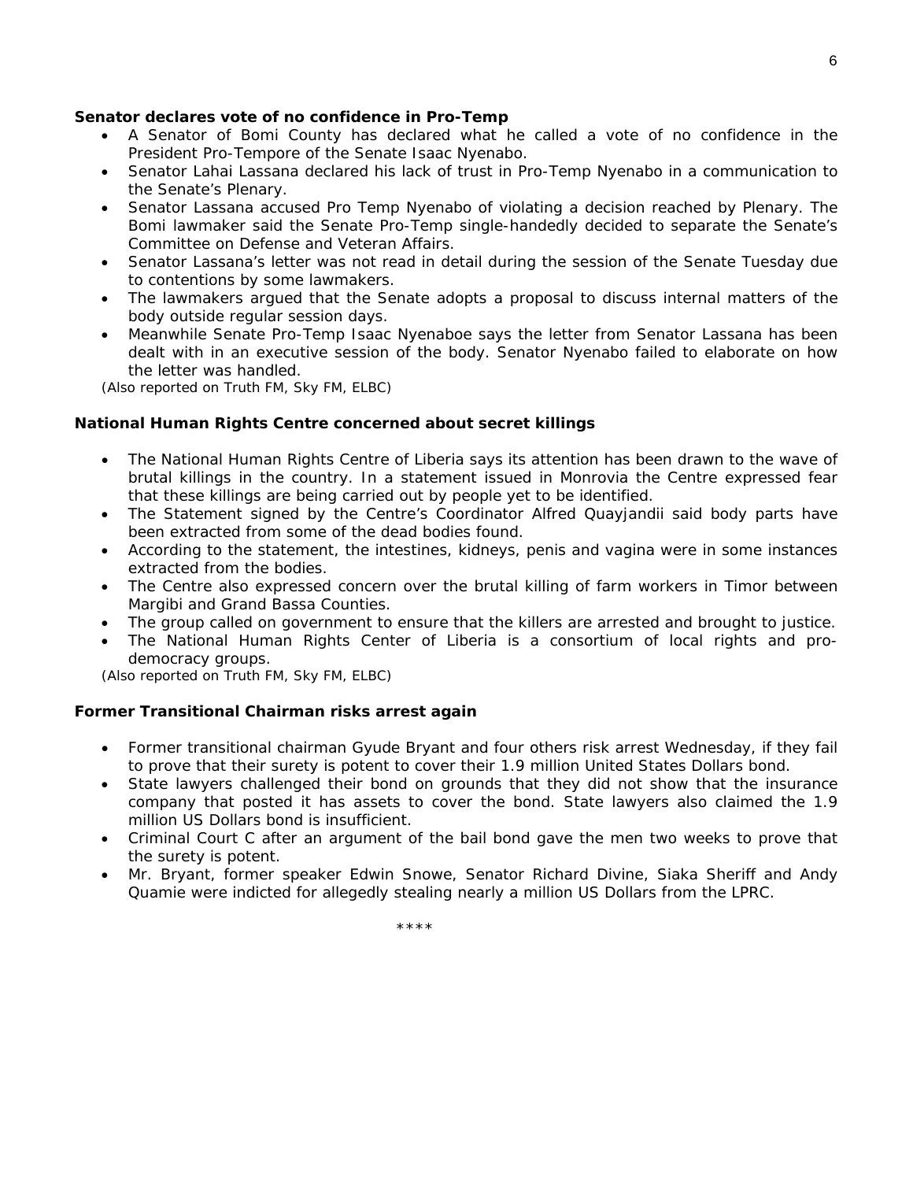**Senator declares vote of no confidence in Pro-Temp**

- A Senator of Bomi County has declared what he called a vote of no confidence in the President Pro-Tempore of the Senate Isaac Nyenabo.
- Senator Lahai Lassana declared his lack of trust in Pro-Temp Nyenabo in a communication to the Senate's Plenary.
- Senator Lassana accused Pro Temp Nyenabo of violating a decision reached by Plenary. The Bomi lawmaker said the Senate Pro-Temp single-handedly decided to separate the Senate's Committee on Defense and Veteran Affairs.
- Senator Lassana's letter was not read in detail during the session of the Senate Tuesday due to contentions by some lawmakers.
- The lawmakers argued that the Senate adopts a proposal to discuss internal matters of the body outside regular session days.
- Meanwhile Senate Pro-Temp Isaac Nyenaboe says the letter from Senator Lassana has been dealt with in an executive session of the body. Senator Nyenabo failed to elaborate on how the letter was handled.

*(Also reported on Truth FM, Sky FM, ELBC)*

**National Human Rights Centre concerned about secret killings**

- The National Human Rights Centre of Liberia says its attention has been drawn to the wave of brutal killings in the country. In a statement issued in Monrovia the Centre expressed fear that these killings are being carried out by people yet to be identified.
- The Statement signed by the Centre's Coordinator Alfred Quayjandii said body parts have been extracted from some of the dead bodies found.
- According to the statement, the intestines, kidneys, penis and vagina were in some instances extracted from the bodies.
- The Centre also expressed concern over the brutal killing of farm workers in Timor between Margibi and Grand Bassa Counties.
- The group called on government to ensure that the killers are arrested and brought to justice.
- The National Human Rights Center of Liberia is a consortium of local rights and pro-democracy groups.

*(Also reported on Truth FM, Sky FM, ELBC)*

**Former Transitional Chairman risks arrest again**

- Former transitional chairman Gyude Bryant and four others risk arrest Wednesday, if they fail to prove that their surety is potent to cover their 1.9 million United States Dollars bond.
- State lawyers challenged their bond on grounds that they did not show that the insurance company that posted it has assets to cover the bond. State lawyers also claimed the 1.9 million US Dollars bond is insufficient.
- Criminal Court C after an argument of the bail bond gave the men two weeks to prove that the surety is potent.
- Mr. Bryant, former speaker Edwin Snowe, Senator Richard Divine, Siaka Sheriff and Andy Quamie were indicted for allegedly stealing nearly a million US Dollars from the LPRC.

\*\*\*\*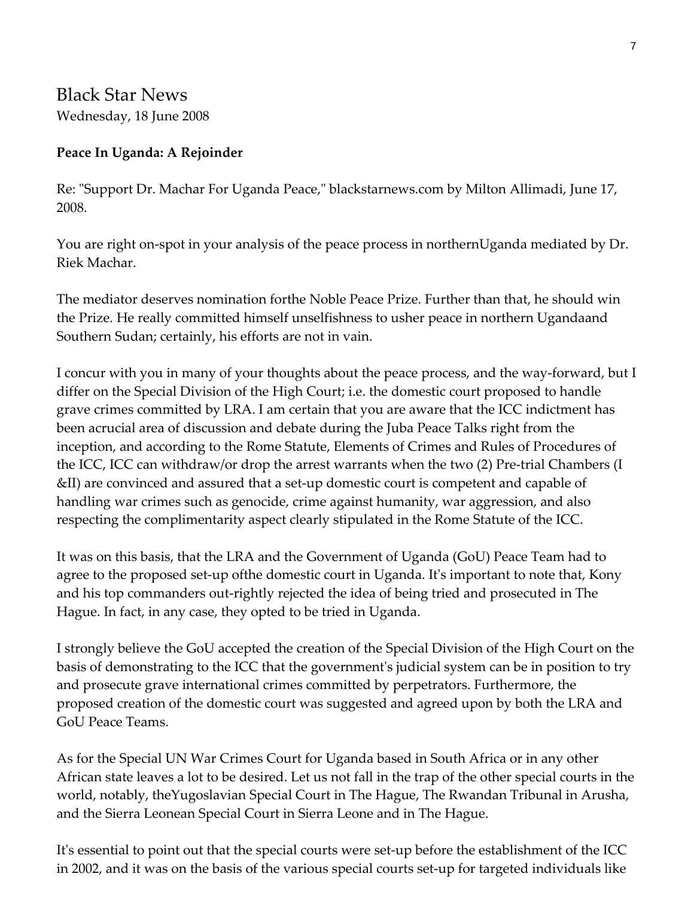# Black Star News

Wednesday, 18 June 2008

**Peace In Uganda: A Rejoinder**

Re: "Support Dr. Machar For Uganda Peace," blackstarnews.com by Milton Allimadi, June 17, 2008.

You are right on-spot in your analysis of the peace process in northernUganda mediated by Dr. Riek Machar.

The mediator deserves nomination forthe Noble Peace Prize. Further than that, he should win the Prize. He really committed himself unselfishness to usher peace in northern Ugandaand Southern Sudan; certainly, his efforts are not in vain.

I concur with you in many of your thoughts about the peace process, and the way-forward, but I differ on the Special Division of the High Court; i.e. the domestic court proposed to handle grave crimes committed by LRA. I am certain that you are aware that the ICC indictment has been acrucial area of discussion and debate during the Juba Peace Talks right from the inception, and according to the Rome Statute, Elements of Crimes and Rules of Procedures of the ICC, ICC can withdraw/or drop the arrest warrants when the two (2) Pre-trial Chambers (I &II) are convinced and assured that a set-up domestic court is competent and capable of handling war crimes such as genocide, crime against humanity, war aggression, and also respecting the complimentarity aspect clearly stipulated in the Rome Statute of the ICC.

It was on this basis, that the LRA and the Government of Uganda (GoU) Peace Team had to agree to the proposed set-up ofthe domestic court in Uganda. It's important to note that, Kony and his top commanders out-rightly rejected the idea of being tried and prosecuted in The Hague. In fact, in any case, they opted to be tried in Uganda.

I strongly believe the GoU accepted the creation of the Special Division of the High Court on the basis of demonstrating to the ICC that the government's judicial system can be in position to try and prosecute grave international crimes committed by perpetrators. Furthermore, the proposed creation of the domestic court was suggested and agreed upon by both the LRA and GoU Peace Teams.

As for the Special UN War Crimes Court for Uganda based in South Africa or in any other African state leaves a lot to be desired. Let us not fall in the trap of the other special courts in the world, notably, theYugoslavian Special Court in The Hague, The Rwandan Tribunal in Arusha, and the Sierra Leonean Special Court in Sierra Leone and in The Hague.

It's essential to point out that the special courts were set-up before the establishment of the ICC in 2002, and it was on the basis of the various special courts set-up for targeted individuals like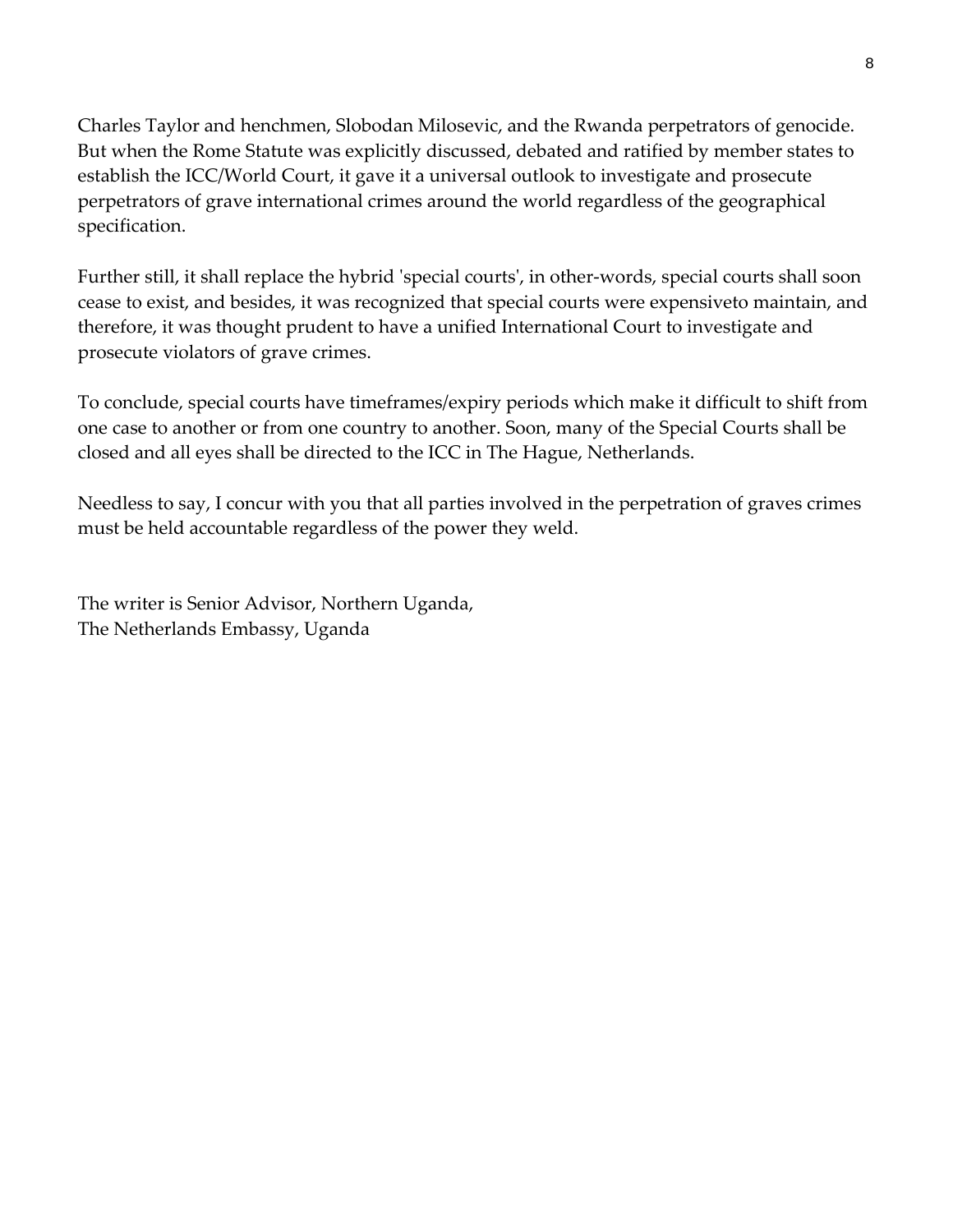Charles Taylor and henchmen, Slobodan Milosevic, and the Rwanda perpetrators of genocide. But when the Rome Statute was explicitly discussed, debated and ratified by member states to establish the ICC/World Court, it gave it a universal outlook to investigate and prosecute perpetrators of grave international crimes around the world regardless of the geographical specification.

Further still, it shall replace the hybrid 'special courts', in other-words, special courts shall soon cease to exist, and besides, it was recognized that special courts were expensiveto maintain, and therefore, it was thought prudent to have a unified International Court to investigate and prosecute violators of grave crimes.

To conclude, special courts have timeframes/expiry periods which make it difficult to shift from one case to another or from one country to another. Soon, many of the Special Courts shall be closed and all eyes shall be directed to the ICC in The Hague, Netherlands.

Needless to say, I concur with you that all parties involved in the perpetration of graves crimes must be held accountable regardless of the power they weld.

The writer is Senior Advisor, Northern Uganda,
The Netherlands Embassy, Uganda